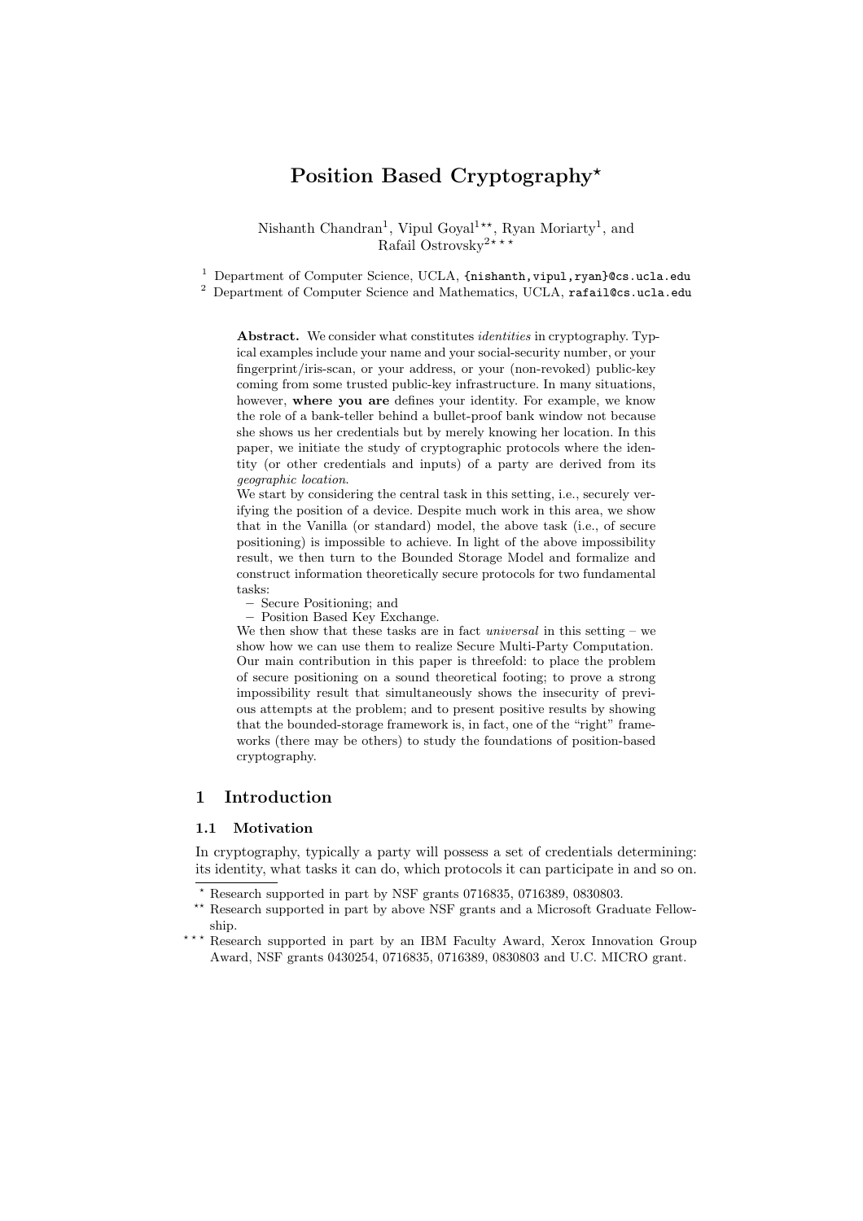# Position Based Cryptography*

Nishanth Chandran[1], Vipul Goyal[1**], Ryan Moriarty[1], and Rafail Ostrovsky[2***]

[1] Department of Computer Science, UCLA, {nishanth,vipul,ryan}@cs.ucla.edu

[2] Department of Computer Science and Mathematics, UCLA, rafail@cs.ucla.edu

**Abstract.** We consider what constitutes *identities* in cryptography. Typical examples include your name and your social-security number, or your fingerprint/iris-scan, or your address, or your (non-revoked) public-key coming from some trusted public-key infrastructure. In many situations, however, **where you are** defines your identity. For example, we know the role of a bank-teller behind a bullet-proof bank window not because she shows us her credentials but by merely knowing her location. In this paper, we initiate the study of cryptographic protocols where the identity (or other credentials and inputs) of a party are derived from its *geographic location*.

We start by considering the central task in this setting, i.e., securely verifying the position of a device. Despite much work in this area, we show that in the Vanilla (or standard) model, the above task (i.e., of secure positioning) is impossible to achieve. In light of the above impossibility result, we then turn to the Bounded Storage Model and formalize and construct information theoretically secure protocols for two fundamental tasks:

- Secure Positioning; and
- Position Based Key Exchange.

We then show that these tasks are in fact *universal* in this setting – we show how we can use them to realize Secure Multi-Party Computation.

Our main contribution in this paper is threefold: to place the problem of secure positioning on a sound theoretical footing; to prove a strong impossibility result that simultaneously shows the insecurity of previous attempts at the problem; and to present positive results by showing that the bounded-storage framework is, in fact, one of the "right" frameworks (there may be others) to study the foundations of position-based cryptography.

## 1 Introduction

### 1.1 Motivation

In cryptography, typically a party will possess a set of credentials determining: its identity, what tasks it can do, which protocols it can participate in and so on.

* Research supported in part by NSF grants 0716835, 0716389, 0830803.

** Research supported in part by above NSF grants and a Microsoft Graduate Fellowship.

*** Research supported in part by an IBM Faculty Award, Xerox Innovation Group Award, NSF grants 0430254, 0716835, 0716389, 0830803 and U.C. MICRO grant.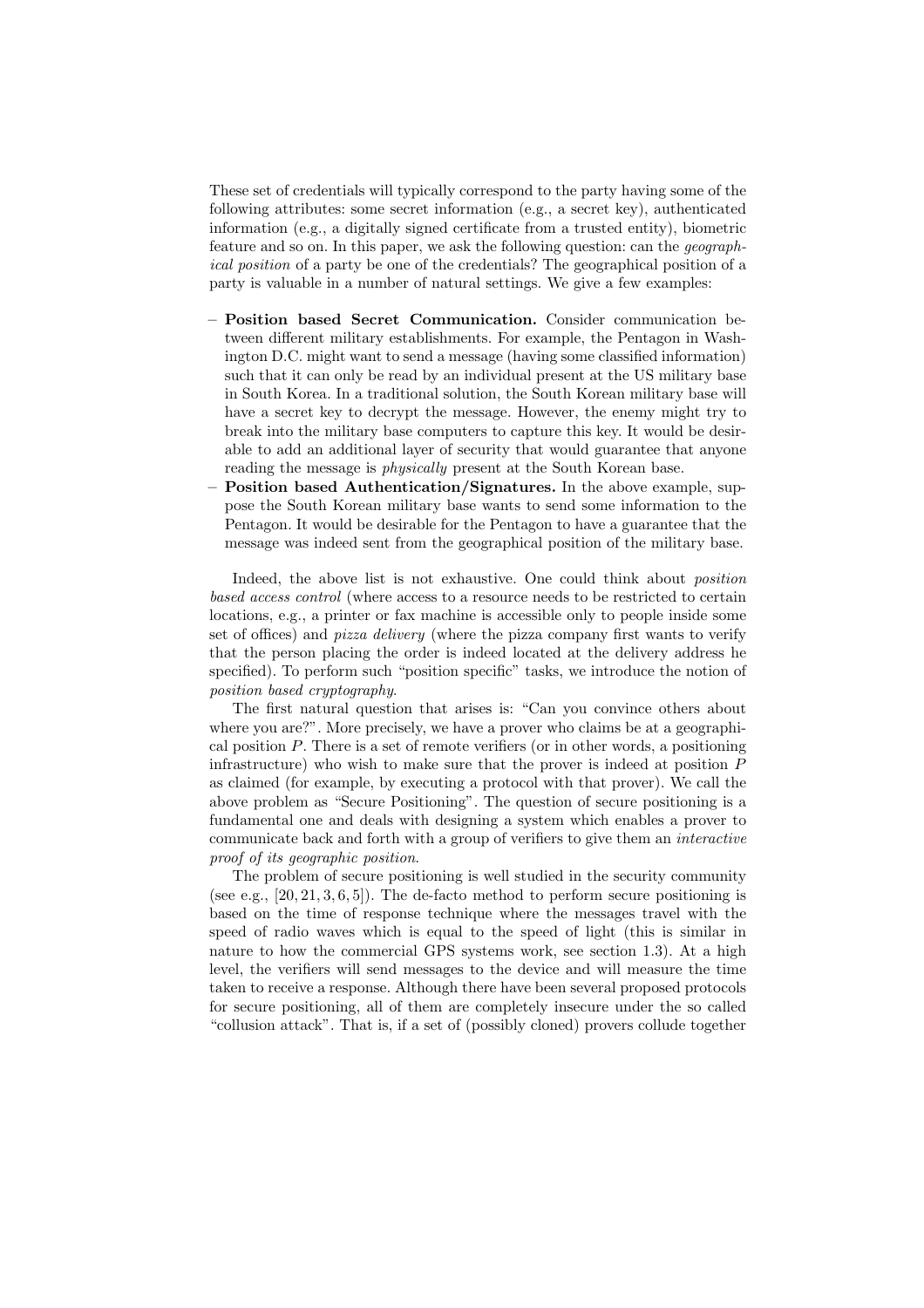These set of credentials will typically correspond to the party having some of the following attributes: some secret information (e.g., a secret key), authenticated information (e.g., a digitally signed certificate from a trusted entity), biometric feature and so on. In this paper, we ask the following question: can the *geographical position* of a party be one of the credentials? The geographical position of a party is valuable in a number of natural settings. We give a few examples:

- **Position based Secret Communication.** Consider communication between different military establishments. For example, the Pentagon in Washington D.C. might want to send a message (having some classified information) such that it can only be read by an individual present at the US military base in South Korea. In a traditional solution, the South Korean military base will have a secret key to decrypt the message. However, the enemy might try to break into the military base computers to capture this key. It would be desirable to add an additional layer of security that would guarantee that anyone reading the message is *physically* present at the South Korean base.
- **Position based Authentication/Signatures.** In the above example, suppose the South Korean military base wants to send some information to the Pentagon. It would be desirable for the Pentagon to have a guarantee that the message was indeed sent from the geographical position of the military base.

Indeed, the above list is not exhaustive. One could think about *position based access control* (where access to a resource needs to be restricted to certain locations, e.g., a printer or fax machine is accessible only to people inside some set of offices) and *pizza delivery* (where the pizza company first wants to verify that the person placing the order is indeed located at the delivery address he specified). To perform such "position specific" tasks, we introduce the notion of *position based cryptography*.

The first natural question that arises is: "Can you convince others about where you are?". More precisely, we have a prover who claims be at a geographical position $P$. There is a set of remote verifiers (or in other words, a positioning infrastructure) who wish to make sure that the prover is indeed at position $P$ as claimed (for example, by executing a protocol with that prover). We call the above problem as "Secure Positioning". The question of secure positioning is a fundamental one and deals with designing a system which enables a prover to communicate back and forth with a group of verifiers to give them an *interactive proof of its geographic position*.

The problem of secure positioning is well studied in the security community (see e.g., [20, 21, 3, 6, 5]). The de-facto method to perform secure positioning is based on the time of response technique where the messages travel with the speed of radio waves which is equal to the speed of light (this is similar in nature to how the commercial GPS systems work, see section 1.3). At a high level, the verifiers will send messages to the device and will measure the time taken to receive a response. Although there have been several proposed protocols for secure positioning, all of them are completely insecure under the so called "collusion attack". That is, if a set of (possibly cloned) provers collude together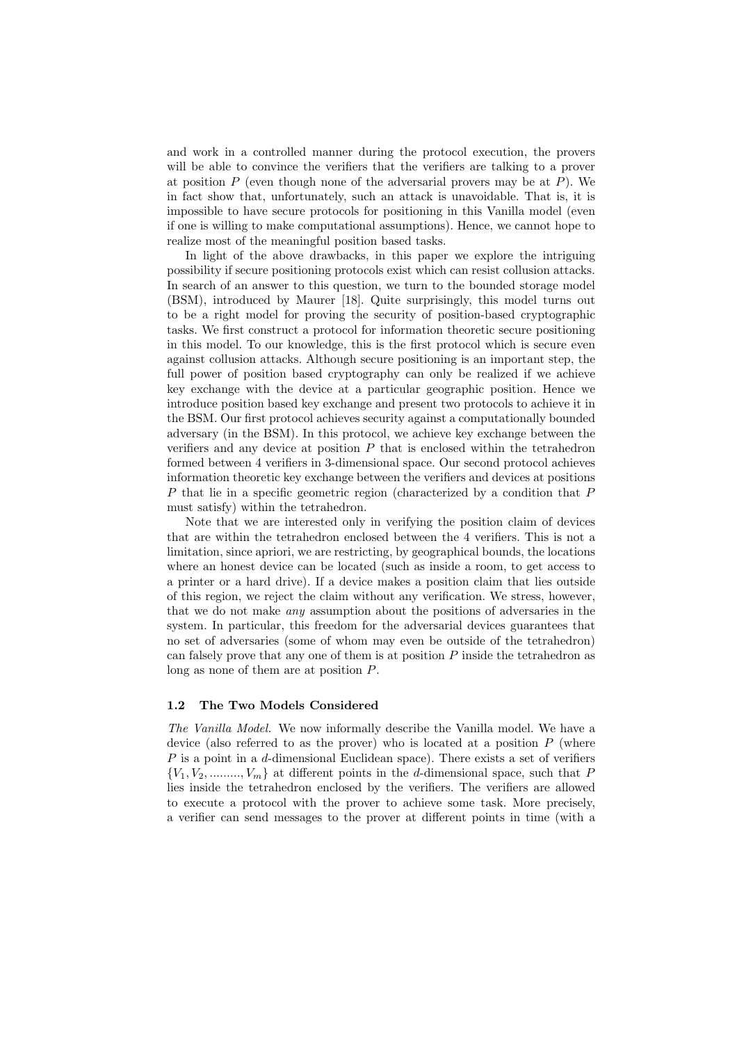and work in a controlled manner during the protocol execution, the provers will be able to convince the verifiers that the verifiers are talking to a prover at position $P$ (even though none of the adversarial provers may be at $P$). We in fact show that, unfortunately, such an attack is unavoidable. That is, it is impossible to have secure protocols for positioning in this Vanilla model (even if one is willing to make computational assumptions). Hence, we cannot hope to realize most of the meaningful position based tasks.

In light of the above drawbacks, in this paper we explore the intriguing possibility if secure positioning protocols exist which can resist collusion attacks. In search of an answer to this question, we turn to the bounded storage model (BSM), introduced by Maurer [18]. Quite surprisingly, this model turns out to be a right model for proving the security of position-based cryptographic tasks. We first construct a protocol for information theoretic secure positioning in this model. To our knowledge, this is the first protocol which is secure even against collusion attacks. Although secure positioning is an important step, the full power of position based cryptography can only be realized if we achieve key exchange with the device at a particular geographic position. Hence we introduce position based key exchange and present two protocols to achieve it in the BSM. Our first protocol achieves security against a computationally bounded adversary (in the BSM). In this protocol, we achieve key exchange between the verifiers and any device at position $P$ that is enclosed within the tetrahedron formed between 4 verifiers in 3-dimensional space. Our second protocol achieves information theoretic key exchange between the verifiers and devices at positions $P$ that lie in a specific geometric region (characterized by a condition that $P$ must satisfy) within the tetrahedron.

Note that we are interested only in verifying the position claim of devices that are within the tetrahedron enclosed between the 4 verifiers. This is not a limitation, since apriori, we are restricting, by geographical bounds, the locations where an honest device can be located (such as inside a room, to get access to a printer or a hard drive). If a device makes a position claim that lies outside of this region, we reject the claim without any verification. We stress, however, that we do not make *any* assumption about the positions of adversaries in the system. In particular, this freedom for the adversarial devices guarantees that no set of adversaries (some of whom may even be outside of the tetrahedron) can falsely prove that any one of them is at position $P$ inside the tetrahedron as long as none of them are at position $P$.

### 1.2 The Two Models Considered

*The Vanilla Model.* We now informally describe the Vanilla model. We have a device (also referred to as the prover) who is located at a position $P$ (where $P$ is a point in a $d$-dimensional Euclidean space). There exists a set of verifiers $\{V_1, V_2, .........., V_m\}$ at different points in the $d$-dimensional space, such that $P$ lies inside the tetrahedron enclosed by the verifiers. The verifiers are allowed to execute a protocol with the prover to achieve some task. More precisely, a verifier can send messages to the prover at different points in time (with a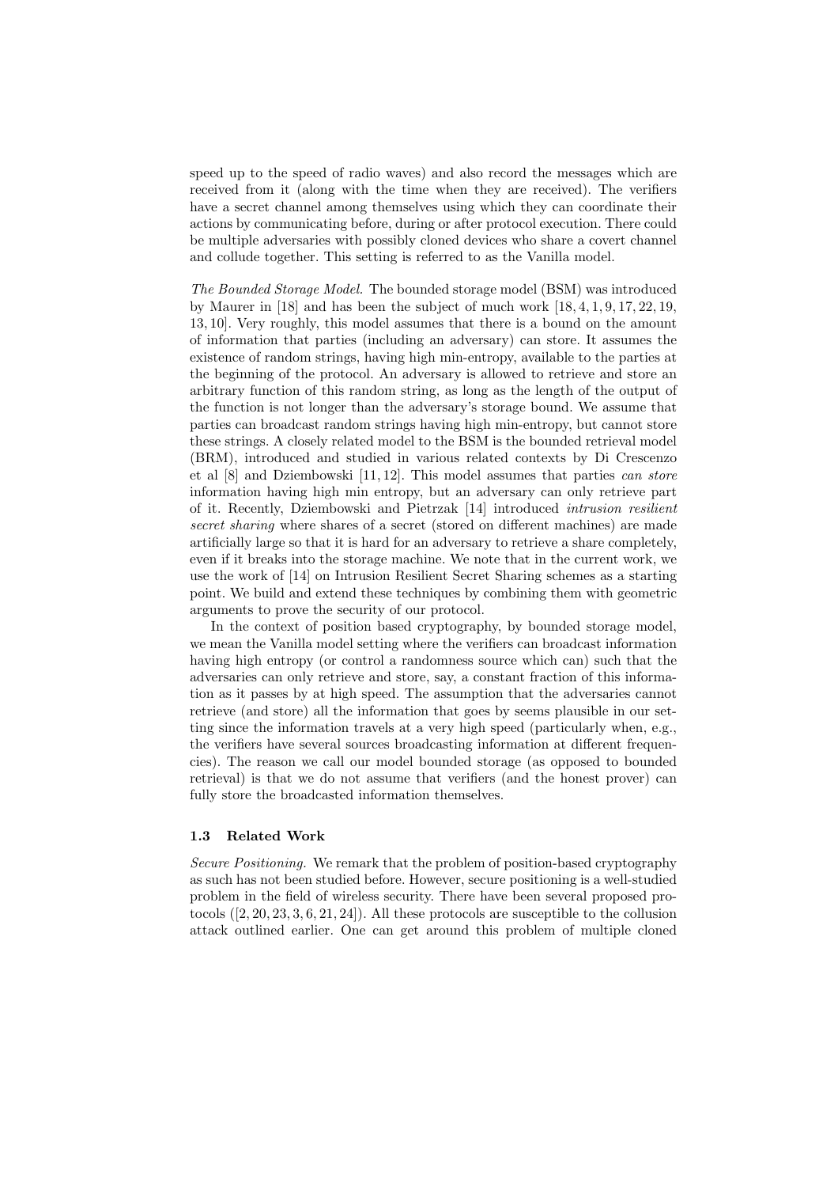speed up to the speed of radio waves) and also record the messages which are received from it (along with the time when they are received). The verifiers have a secret channel among themselves using which they can coordinate their actions by communicating before, during or after protocol execution. There could be multiple adversaries with possibly cloned devices who share a covert channel and collude together. This setting is referred to as the Vanilla model.

*The Bounded Storage Model.* The bounded storage model (BSM) was introduced by Maurer in [18] and has been the subject of much work [18, 4, 1, 9, 17, 22, 19, 13, 10]. Very roughly, this model assumes that there is a bound on the amount of information that parties (including an adversary) can store. It assumes the existence of random strings, having high min-entropy, available to the parties at the beginning of the protocol. An adversary is allowed to retrieve and store an arbitrary function of this random string, as long as the length of the output of the function is not longer than the adversary's storage bound. We assume that parties can broadcast random strings having high min-entropy, but cannot store these strings. A closely related model to the BSM is the bounded retrieval model (BRM), introduced and studied in various related contexts by Di Crescenzo et al [8] and Dziembowski [11, 12]. This model assumes that parties *can store* information having high min entropy, but an adversary can only retrieve part of it. Recently, Dziembowski and Pietrzak [14] introduced *intrusion resilient secret sharing* where shares of a secret (stored on different machines) are made artificially large so that it is hard for an adversary to retrieve a share completely, even if it breaks into the storage machine. We note that in the current work, we use the work of [14] on Intrusion Resilient Secret Sharing schemes as a starting point. We build and extend these techniques by combining them with geometric arguments to prove the security of our protocol.

In the context of position based cryptography, by bounded storage model, we mean the Vanilla model setting where the verifiers can broadcast information having high entropy (or control a randomness source which can) such that the adversaries can only retrieve and store, say, a constant fraction of this information as it passes by at high speed. The assumption that the adversaries cannot retrieve (and store) all the information that goes by seems plausible in our setting since the information travels at a very high speed (particularly when, e.g., the verifiers have several sources broadcasting information at different frequencies). The reason we call our model bounded storage (as opposed to bounded retrieval) is that we do not assume that verifiers (and the honest prover) can fully store the broadcasted information themselves.

### 1.3 Related Work

*Secure Positioning.* We remark that the problem of position-based cryptography as such has not been studied before. However, secure positioning is a well-studied problem in the field of wireless security. There have been several proposed protocols ([2, 20, 23, 3, 6, 21, 24]). All these protocols are susceptible to the collusion attack outlined earlier. One can get around this problem of multiple cloned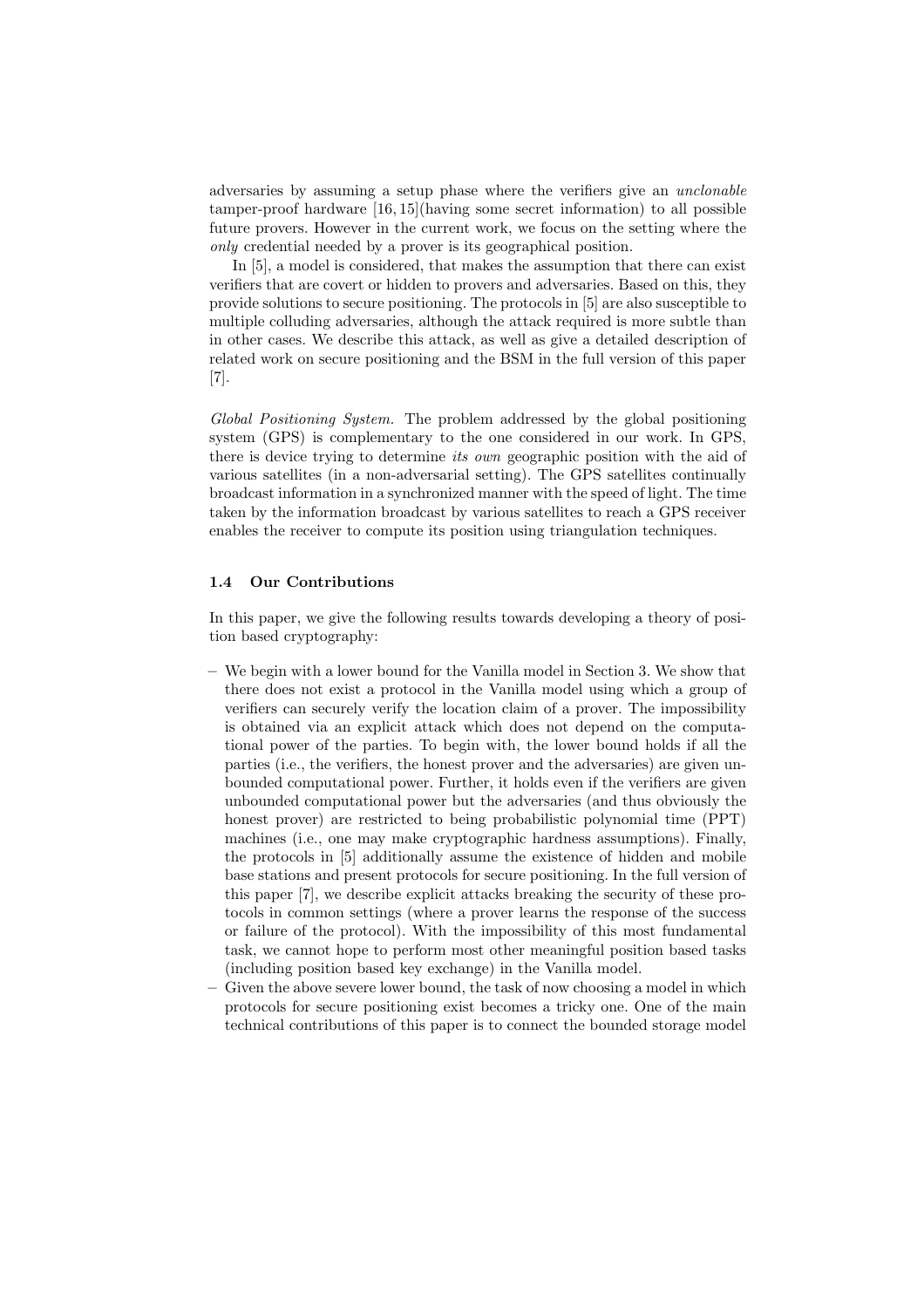adversaries by assuming a setup phase where the verifiers give an *unclonable* tamper-proof hardware [16, 15](having some secret information) to all possible future provers. However in the current work, we focus on the setting where the *only* credential needed by a prover is its geographical position.

In [5], a model is considered, that makes the assumption that there can exist verifiers that are covert or hidden to provers and adversaries. Based on this, they provide solutions to secure positioning. The protocols in [5] are also susceptible to multiple colluding adversaries, although the attack required is more subtle than in other cases. We describe this attack, as well as give a detailed description of related work on secure positioning and the BSM in the full version of this paper [7].

*Global Positioning System.* The problem addressed by the global positioning system (GPS) is complementary to the one considered in our work. In GPS, there is device trying to determine *its own* geographic position with the aid of various satellites (in a non-adversarial setting). The GPS satellites continually broadcast information in a synchronized manner with the speed of light. The time taken by the information broadcast by various satellites to reach a GPS receiver enables the receiver to compute its position using triangulation techniques.

### 1.4 Our Contributions

In this paper, we give the following results towards developing a theory of position based cryptography:

- We begin with a lower bound for the Vanilla model in Section 3. We show that there does not exist a protocol in the Vanilla model using which a group of verifiers can securely verify the location claim of a prover. The impossibility is obtained via an explicit attack which does not depend on the computational power of the parties. To begin with, the lower bound holds if all the parties (i.e., the verifiers, the honest prover and the adversaries) are given unbounded computational power. Further, it holds even if the verifiers are given unbounded computational power but the adversaries (and thus obviously the honest prover) are restricted to being probabilistic polynomial time (PPT) machines (i.e., one may make cryptographic hardness assumptions). Finally, the protocols in [5] additionally assume the existence of hidden and mobile base stations and present protocols for secure positioning. In the full version of this paper [7], we describe explicit attacks breaking the security of these protocols in common settings (where a prover learns the response of the success or failure of the protocol). With the impossibility of this most fundamental task, we cannot hope to perform most other meaningful position based tasks (including position based key exchange) in the Vanilla model.
- Given the above severe lower bound, the task of now choosing a model in which protocols for secure positioning exist becomes a tricky one. One of the main technical contributions of this paper is to connect the bounded storage model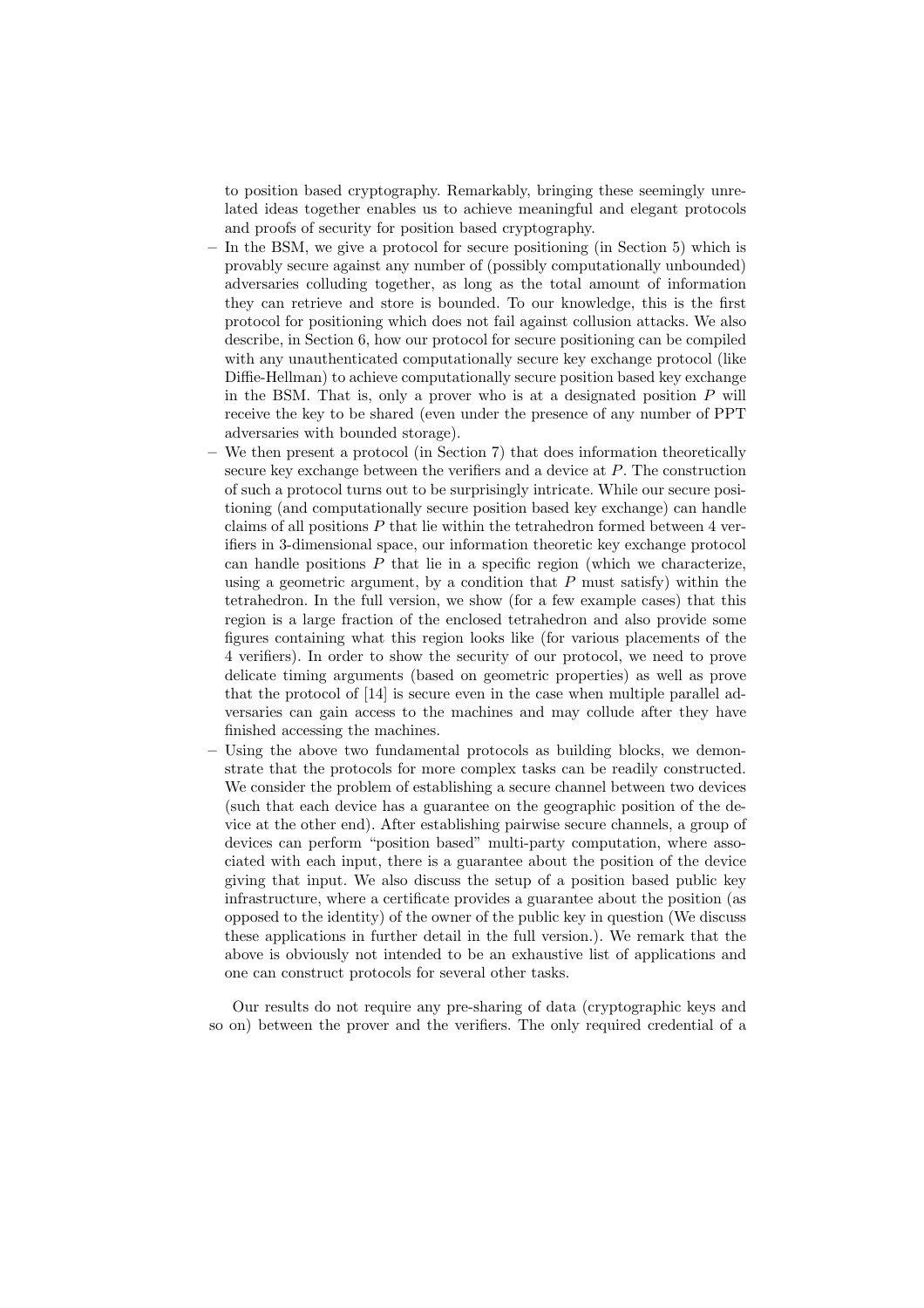to position based cryptography. Remarkably, bringing these seemingly unrelated ideas together enables us to achieve meaningful and elegant protocols and proofs of security for position based cryptography.

- In the BSM, we give a protocol for secure positioning (in Section 5) which is provably secure against any number of (possibly computationally unbounded) adversaries colluding together, as long as the total amount of information they can retrieve and store is bounded. To our knowledge, this is the first protocol for positioning which does not fail against collusion attacks. We also describe, in Section 6, how our protocol for secure positioning can be compiled with any unauthenticated computationally secure key exchange protocol (like Diffie-Hellman) to achieve computationally secure position based key exchange in the BSM. That is, only a prover who is at a designated position $P$ will receive the key to be shared (even under the presence of any number of PPT adversaries with bounded storage).
- We then present a protocol (in Section 7) that does information theoretically secure key exchange between the verifiers and a device at $P$. The construction of such a protocol turns out to be surprisingly intricate. While our secure positioning (and computationally secure position based key exchange) can handle claims of all positions $P$ that lie within the tetrahedron formed between 4 verifiers in 3-dimensional space, our information theoretic key exchange protocol can handle positions $P$ that lie in a specific region (which we characterize, using a geometric argument, by a condition that $P$ must satisfy) within the tetrahedron. In the full version, we show (for a few example cases) that this region is a large fraction of the enclosed tetrahedron and also provide some figures containing what this region looks like (for various placements of the 4 verifiers). In order to show the security of our protocol, we need to prove delicate timing arguments (based on geometric properties) as well as prove that the protocol of [14] is secure even in the case when multiple parallel adversaries can gain access to the machines and may collude after they have finished accessing the machines.
- Using the above two fundamental protocols as building blocks, we demonstrate that the protocols for more complex tasks can be readily constructed. We consider the problem of establishing a secure channel between two devices (such that each device has a guarantee on the geographic position of the device at the other end). After establishing pairwise secure channels, a group of devices can perform "position based" multi-party computation, where associated with each input, there is a guarantee about the position of the device giving that input. We also discuss the setup of a position based public key infrastructure, where a certificate provides a guarantee about the position (as opposed to the identity) of the owner of the public key in question (We discuss these applications in further detail in the full version.). We remark that the above is obviously not intended to be an exhaustive list of applications and one can construct protocols for several other tasks.

Our results do not require any pre-sharing of data (cryptographic keys and so on) between the prover and the verifiers. The only required credential of a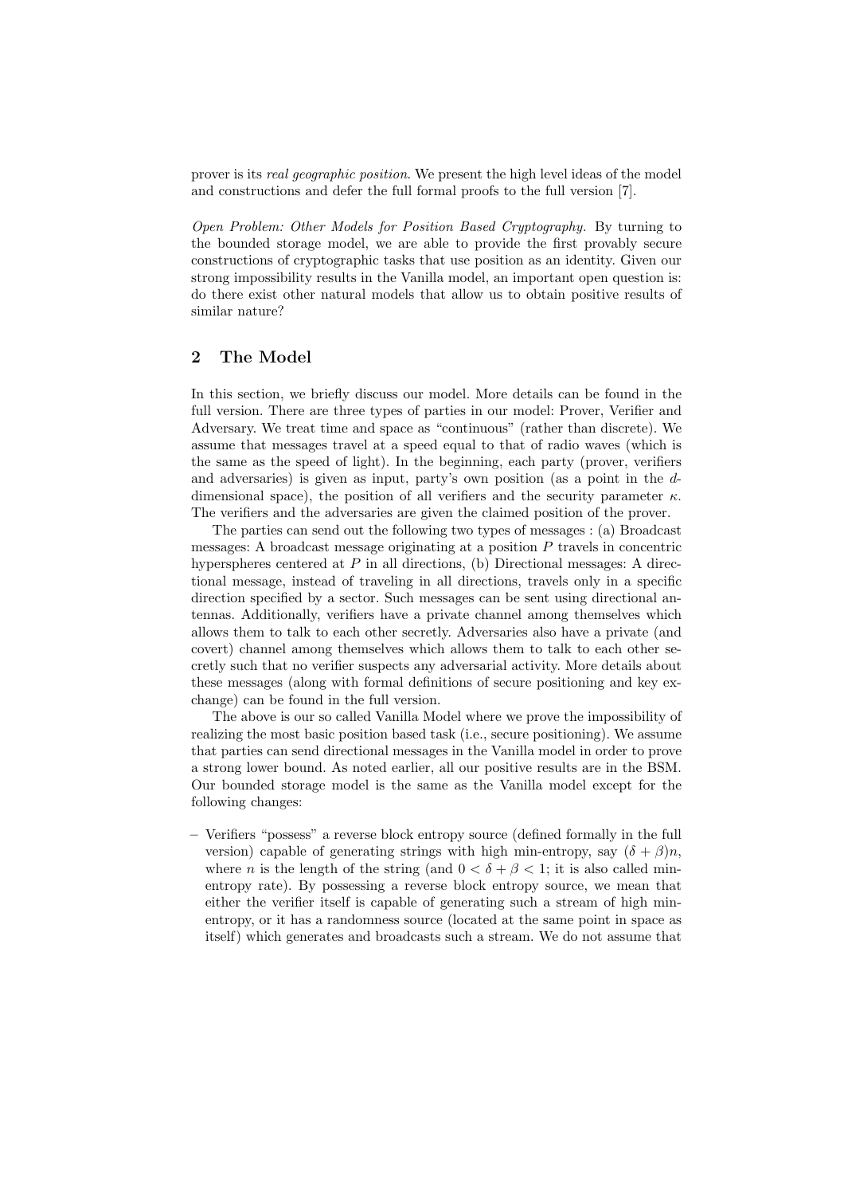prover is its *real geographic position*. We present the high level ideas of the model and constructions and defer the full formal proofs to the full version [7].

*Open Problem: Other Models for Position Based Cryptography.* By turning to the bounded storage model, we are able to provide the first provably secure constructions of cryptographic tasks that use position as an identity. Given our strong impossibility results in the Vanilla model, an important open question is: do there exist other natural models that allow us to obtain positive results of similar nature?

## 2 The Model

In this section, we briefly discuss our model. More details can be found in the full version. There are three types of parties in our model: Prover, Verifier and Adversary. We treat time and space as "continuous" (rather than discrete). We assume that messages travel at a speed equal to that of radio waves (which is the same as the speed of light). In the beginning, each party (prover, verifiers and adversaries) is given as input, party's own position (as a point in the $d$-dimensional space), the position of all verifiers and the security parameter $\kappa$. The verifiers and the adversaries are given the claimed position of the prover.

The parties can send out the following two types of messages : (a) Broadcast messages: A broadcast message originating at a position $P$ travels in concentric hyperspheres centered at $P$ in all directions, (b) Directional messages: A directional message, instead of traveling in all directions, travels only in a specific direction specified by a sector. Such messages can be sent using directional antennas. Additionally, verifiers have a private channel among themselves which allows them to talk to each other secretly. Adversaries also have a private (and covert) channel among themselves which allows them to talk to each other secretly such that no verifier suspects any adversarial activity. More details about these messages (along with formal definitions of secure positioning and key exchange) can be found in the full version.

The above is our so called Vanilla Model where we prove the impossibility of realizing the most basic position based task (i.e., secure positioning). We assume that parties can send directional messages in the Vanilla model in order to prove a strong lower bound. As noted earlier, all our positive results are in the BSM. Our bounded storage model is the same as the Vanilla model except for the following changes:

– Verifiers "possess" a reverse block entropy source (defined formally in the full version) capable of generating strings with high min-entropy, say $(\delta + \beta)n$, where $n$ is the length of the string (and $0 < \delta + \beta < 1$; it is also called min-entropy rate). By possessing a reverse block entropy source, we mean that either the verifier itself is capable of generating such a stream of high min-entropy, or it has a randomness source (located at the same point in space as itself) which generates and broadcasts such a stream. We do not assume that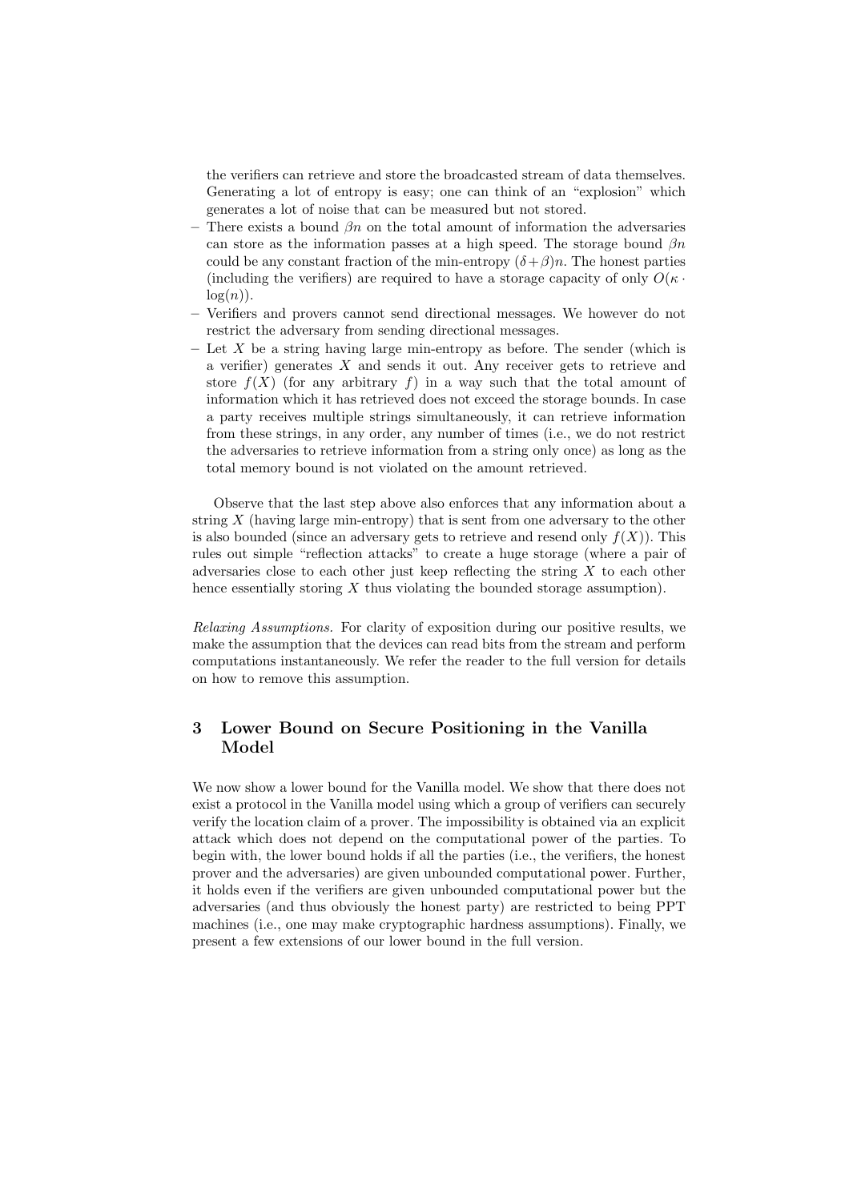the verifiers can retrieve and store the broadcasted stream of data themselves. Generating a lot of entropy is easy; one can think of an "explosion" which generates a lot of noise that can be measured but not stored.

- There exists a bound $\beta n$ on the total amount of information the adversaries can store as the information passes at a high speed. The storage bound $\beta n$ could be any constant fraction of the min-entropy $(\delta + \beta)n$. The honest parties (including the verifiers) are required to have a storage capacity of only $O(\kappa \cdot \log(n))$.
- Verifiers and provers cannot send directional messages. We however do not restrict the adversary from sending directional messages.
- Let $X$ be a string having large min-entropy as before. The sender (which is a verifier) generates $X$ and sends it out. Any receiver gets to retrieve and store $f(X)$ (for any arbitrary $f$) in a way such that the total amount of information which it has retrieved does not exceed the storage bounds. In case a party receives multiple strings simultaneously, it can retrieve information from these strings, in any order, any number of times (i.e., we do not restrict the adversaries to retrieve information from a string only once) as long as the total memory bound is not violated on the amount retrieved.

Observe that the last step above also enforces that any information about a string $X$ (having large min-entropy) that is sent from one adversary to the other is also bounded (since an adversary gets to retrieve and resend only $f(X)$). This rules out simple "reflection attacks" to create a huge storage (where a pair of adversaries close to each other just keep reflecting the string $X$ to each other hence essentially storing $X$ thus violating the bounded storage assumption).

*Relaxing Assumptions.* For clarity of exposition during our positive results, we make the assumption that the devices can read bits from the stream and perform computations instantaneously. We refer the reader to the full version for details on how to remove this assumption.

## 3 Lower Bound on Secure Positioning in the Vanilla Model

We now show a lower bound for the Vanilla model. We show that there does not exist a protocol in the Vanilla model using which a group of verifiers can securely verify the location claim of a prover. The impossibility is obtained via an explicit attack which does not depend on the computational power of the parties. To begin with, the lower bound holds if all the parties (i.e., the verifiers, the honest prover and the adversaries) are given unbounded computational power. Further, it holds even if the verifiers are given unbounded computational power but the adversaries (and thus obviously the honest party) are restricted to being PPT machines (i.e., one may make cryptographic hardness assumptions). Finally, we present a few extensions of our lower bound in the full version.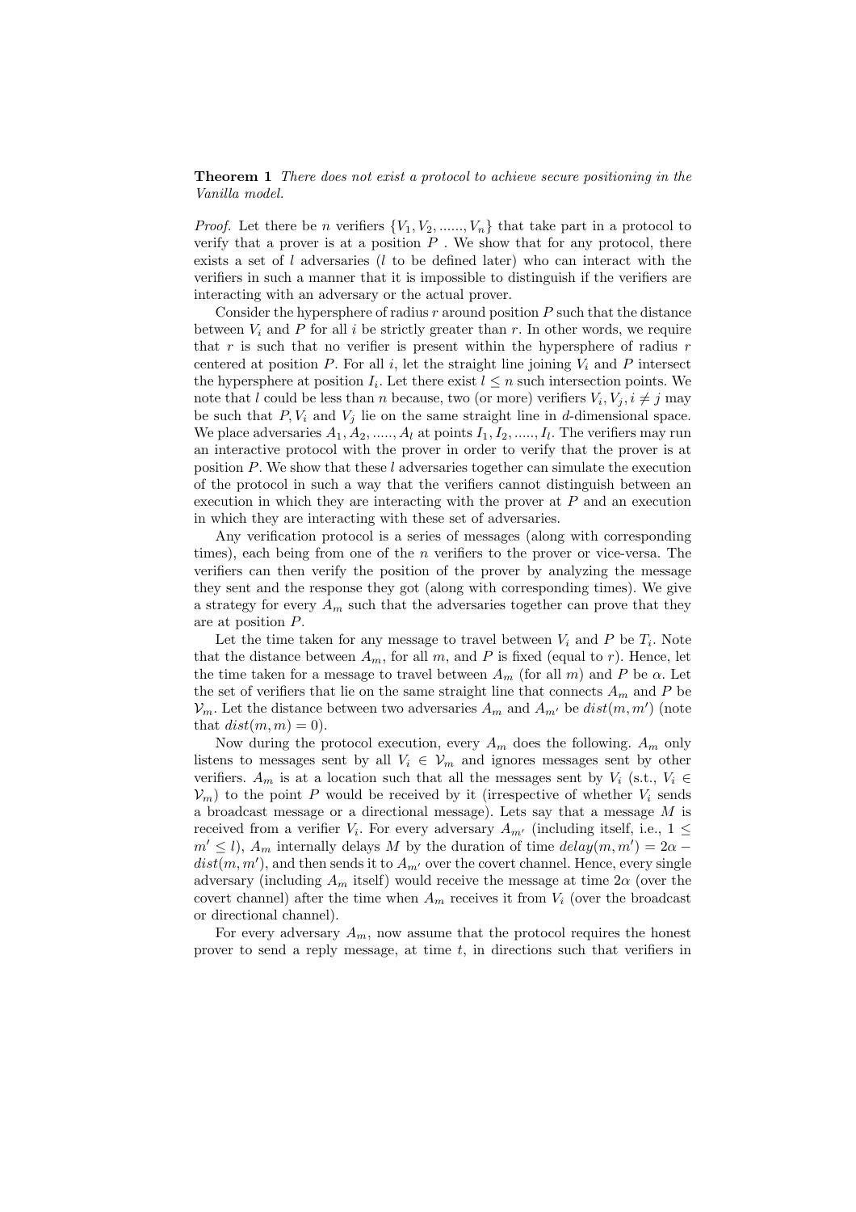**Theorem 1** *There does not exist a protocol to achieve secure positioning in the Vanilla model.*

*Proof.* Let there be $n$ verifiers $\{V_1, V_2, ......, V_n\}$ that take part in a protocol to verify that a prover is at a position $P$ . We show that for any protocol, there exists a set of $l$ adversaries ($l$ to be defined later) who can interact with the verifiers in such a manner that it is impossible to distinguish if the verifiers are interacting with an adversary or the actual prover.

Consider the hypersphere of radius $r$ around position $P$ such that the distance between $V_i$ and $P$ for all $i$ be strictly greater than $r$. In other words, we require that $r$ is such that no verifier is present within the hypersphere of radius $r$ centered at position $P$. For all $i$, let the straight line joining $V_i$ and $P$ intersect the hypersphere at position $I_i$. Let there exist $l \leq n$ such intersection points. We note that $l$ could be less than $n$ because, two (or more) verifiers $V_i, V_j, i \neq j$ may be such that $P, V_i$ and $V_j$ lie on the same straight line in $d$-dimensional space. We place adversaries $A_1, A_2, ....., A_l$ at points $I_1, I_2, ....., I_l$. The verifiers may run an interactive protocol with the prover in order to verify that the prover is at position $P$. We show that these $l$ adversaries together can simulate the execution of the protocol in such a way that the verifiers cannot distinguish between an execution in which they are interacting with the prover at $P$ and an execution in which they are interacting with these set of adversaries.

Any verification protocol is a series of messages (along with corresponding times), each being from one of the $n$ verifiers to the prover or vice-versa. The verifiers can then verify the position of the prover by analyzing the message they sent and the response they got (along with corresponding times). We give a strategy for every $A_m$ such that the adversaries together can prove that they are at position $P$.

Let the time taken for any message to travel between $V_i$ and $P$ be $T_i$. Note that the distance between $A_m$, for all $m$, and $P$ is fixed (equal to $r$). Hence, let the time taken for a message to travel between $A_m$ (for all $m$) and $P$ be $\alpha$. Let the set of verifiers that lie on the same straight line that connects $A_m$ and $P$ be $\mathcal{V}_m$. Let the distance between two adversaries $A_m$ and $A_{m'}$ be $dist(m, m')$ (note that $dist(m, m) = 0$).

Now during the protocol execution, every $A_m$ does the following. $A_m$ only listens to messages sent by all $V_i \in \mathcal{V}_m$ and ignores messages sent by other verifiers. $A_m$ is at a location such that all the messages sent by $V_i$ (s.t., $V_i \in \mathcal{V}_m$) to the point $P$ would be received by it (irrespective of whether $V_i$ sends a broadcast message or a directional message). Lets say that a message $M$ is received from a verifier $V_i$. For every adversary $A_{m'}$ (including itself, i.e., $1 \leq m' \leq l$), $A_m$ internally delays $M$ by the duration of time $delay(m, m') = 2\alpha - dist(m, m')$, and then sends it to $A_{m'}$ over the covert channel. Hence, every single adversary (including $A_m$ itself) would receive the message at time $2\alpha$ (over the covert channel) after the time when $A_m$ receives it from $V_i$ (over the broadcast or directional channel).

For every adversary $A_m$, now assume that the protocol requires the honest prover to send a reply message, at time $t$, in directions such that verifiers in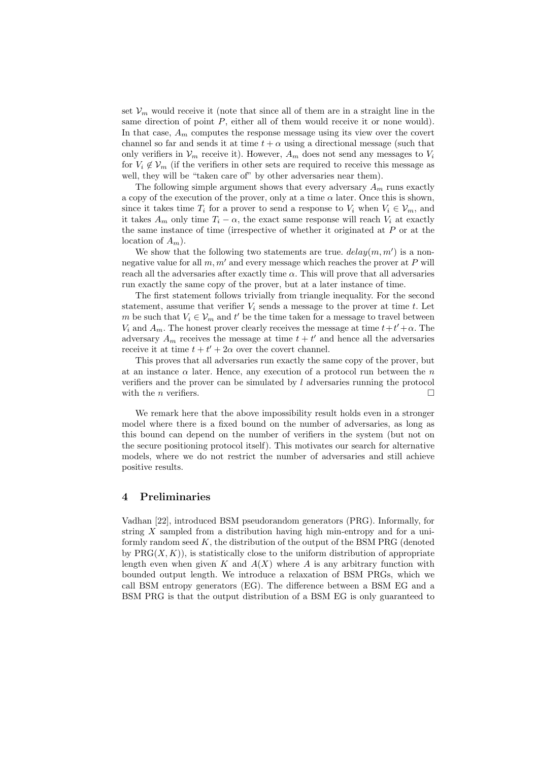set $\mathcal{V}_m$ would receive it (note that since all of them are in a straight line in the same direction of point $P$, either all of them would receive it or none would). In that case, $A_m$ computes the response message using its view over the covert channel so far and sends it at time $t + \alpha$ using a directional message (such that only verifiers in $\mathcal{V}_m$ receive it). However, $A_m$ does not send any messages to $V_i$ for $V_i \notin \mathcal{V}_m$ (if the verifiers in other sets are required to receive this message as well, they will be "taken care of" by other adversaries near them).

The following simple argument shows that every adversary $A_m$ runs exactly a copy of the execution of the prover, only at a time $\alpha$ later. Once this is shown, since it takes time $T_i$ for a prover to send a response to $V_i$ when $V_i \in \mathcal{V}_m$, and it takes $A_m$ only time $T_i - \alpha$, the exact same response will reach $V_i$ at exactly the same instance of time (irrespective of whether it originated at $P$ or at the location of $A_m$).

We show that the following two statements are true. $delay(m, m')$ is a non-negative value for all $m, m'$ and every message which reaches the prover at $P$ will reach all the adversaries after exactly time $\alpha$. This will prove that all adversaries run exactly the same copy of the prover, but at a later instance of time.

The first statement follows trivially from triangle inequality. For the second statement, assume that verifier $V_i$ sends a message to the prover at time $t$. Let $m$ be such that $V_i \in \mathcal{V}_m$ and $t'$ be the time taken for a message to travel between $V_i$ and $A_m$. The honest prover clearly receives the message at time $t+t'+\alpha$. The adversary $A_m$ receives the message at time $t + t'$ and hence all the adversaries receive it at time $t + t' + 2\alpha$ over the covert channel.

This proves that all adversaries run exactly the same copy of the prover, but at an instance $\alpha$ later. Hence, any execution of a protocol run between the $n$ verifiers and the prover can be simulated by $l$ adversaries running the protocol with the $n$ verifiers. □

We remark here that the above impossibility result holds even in a stronger model where there is a fixed bound on the number of adversaries, as long as this bound can depend on the number of verifiers in the system (but not on the secure positioning protocol itself). This motivates our search for alternative models, where we do not restrict the number of adversaries and still achieve positive results.

## 4 Preliminaries

Vadhan [22], introduced BSM pseudorandom generators (PRG). Informally, for string $X$ sampled from a distribution having high min-entropy and for a uniformly random seed $K$, the distribution of the output of the BSM PRG (denoted by $\mathrm{PRG}(X, K)$), is statistically close to the uniform distribution of appropriate length even when given $K$ and $A(X)$ where $A$ is any arbitrary function with bounded output length. We introduce a relaxation of BSM PRGs, which we call BSM entropy generators (EG). The difference between a BSM EG and a BSM PRG is that the output distribution of a BSM EG is only guaranteed to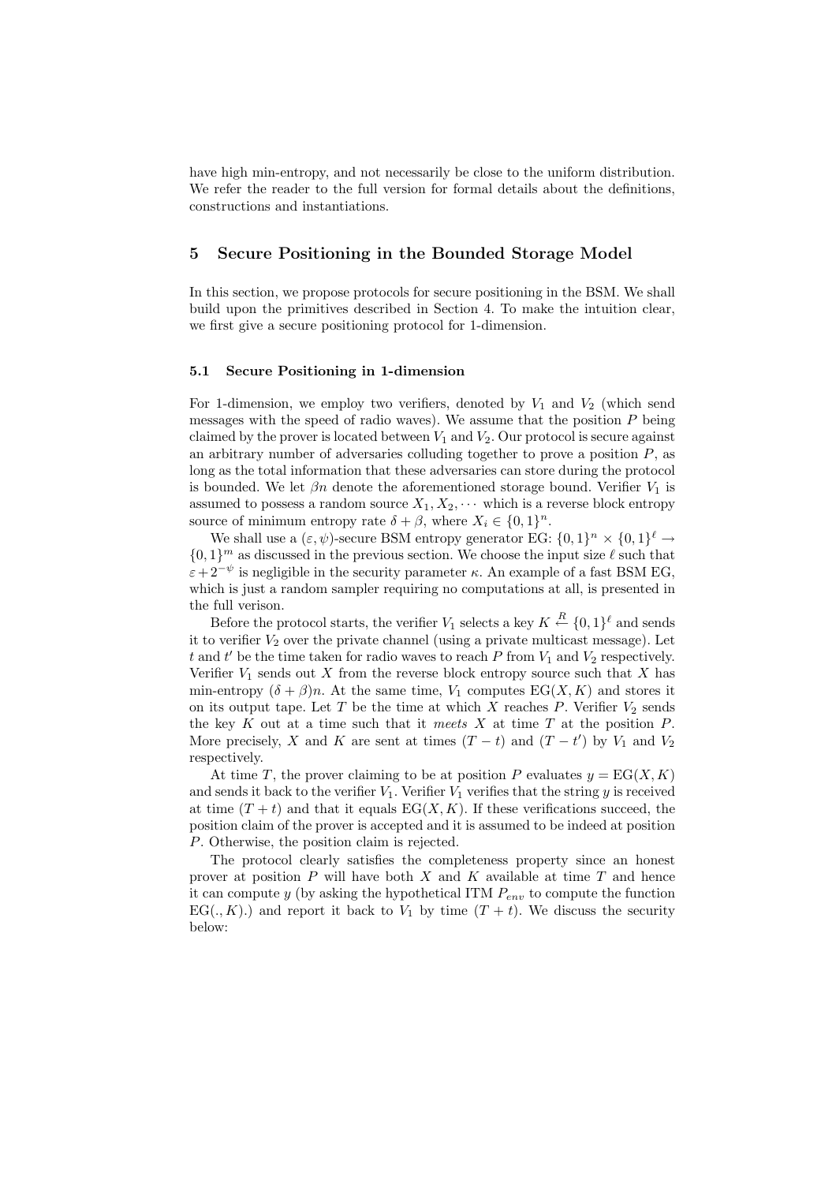have high min-entropy, and not necessarily be close to the uniform distribution. We refer the reader to the full version for formal details about the definitions, constructions and instantiations.

## 5 Secure Positioning in the Bounded Storage Model

In this section, we propose protocols for secure positioning in the BSM. We shall build upon the primitives described in Section 4. To make the intuition clear, we first give a secure positioning protocol for 1-dimension.

### 5.1 Secure Positioning in 1-dimension

For 1-dimension, we employ two verifiers, denoted by $V_1$ and $V_2$ (which send messages with the speed of radio waves). We assume that the position $P$ being claimed by the prover is located between $V_1$ and $V_2$. Our protocol is secure against an arbitrary number of adversaries colluding together to prove a position $P$, as long as the total information that these adversaries can store during the protocol is bounded. We let $\beta n$ denote the aforementioned storage bound. Verifier $V_1$ is assumed to possess a random source $X_1, X_2, \cdots$ which is a reverse block entropy source of minimum entropy rate $\delta + \beta$, where $X_i \in \{0,1\}^n$.

We shall use a $(\varepsilon, \psi)$-secure BSM entropy generator EG: $\{0,1\}^n \times \{0,1\}^\ell \rightarrow \{0,1\}^m$ as discussed in the previous section. We choose the input size $\ell$ such that $\varepsilon + 2^{-\psi}$ is negligible in the security parameter $\kappa$. An example of a fast BSM EG, which is just a random sampler requiring no computations at all, is presented in the full verison.

Before the protocol starts, the verifier $V_1$ selects a key $K \xleftarrow{R} \{0,1\}^\ell$ and sends it to verifier $V_2$ over the private channel (using a private multicast message). Let $t$ and $t'$ be the time taken for radio waves to reach $P$ from $V_1$ and $V_2$ respectively. Verifier $V_1$ sends out $X$ from the reverse block entropy source such that $X$ has min-entropy $(\delta + \beta)n$. At the same time, $V_1$ computes $\mathrm{EG}(X, K)$ and stores it on its output tape. Let $T$ be the time at which $X$ reaches $P$. Verifier $V_2$ sends the key $K$ out at a time such that it *meets* $X$ at time $T$ at the position $P$. More precisely, $X$ and $K$ are sent at times $(T - t)$ and $(T - t')$ by $V_1$ and $V_2$ respectively.

At time $T$, the prover claiming to be at position $P$ evaluates $y = \mathrm{EG}(X, K)$ and sends it back to the verifier $V_1$. Verifier $V_1$ verifies that the string $y$ is received at time $(T + t)$ and that it equals $\mathrm{EG}(X, K)$. If these verifications succeed, the position claim of the prover is accepted and it is assumed to be indeed at position $P$. Otherwise, the position claim is rejected.

The protocol clearly satisfies the completeness property since an honest prover at position $P$ will have both $X$ and $K$ available at time $T$ and hence it can compute $y$ (by asking the hypothetical ITM $P_{env}$ to compute the function $\mathrm{EG}(., K)$.) and report it back to $V_1$ by time $(T + t)$. We discuss the security below: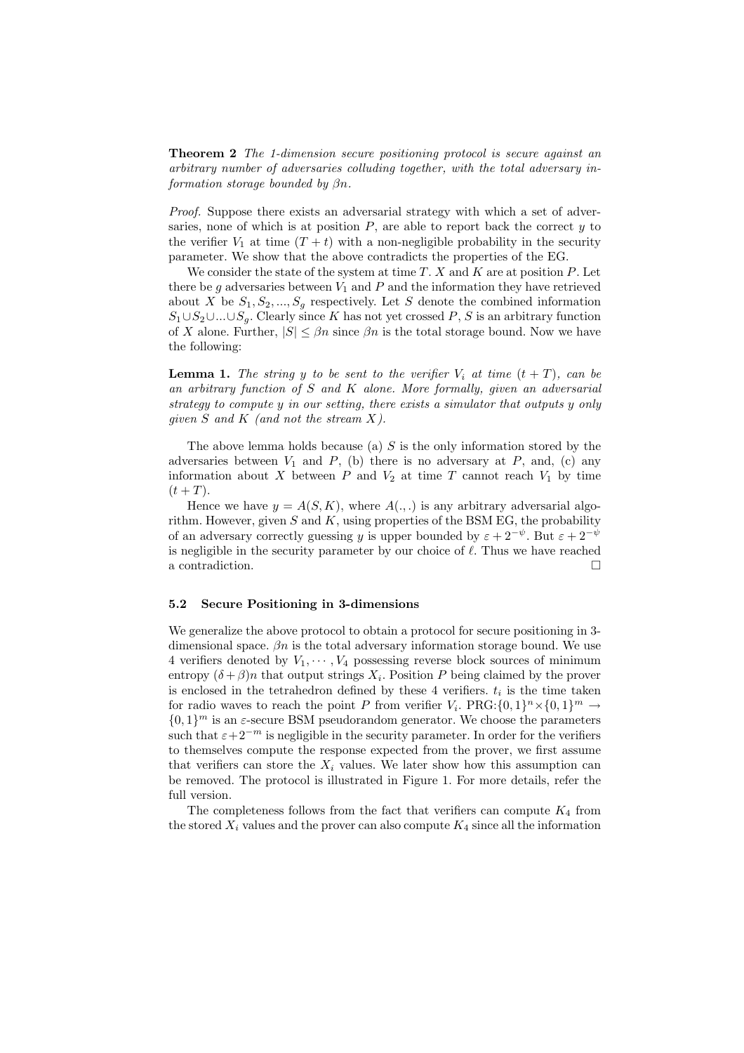**Theorem 2** *The 1-dimension secure positioning protocol is secure against an arbitrary number of adversaries colluding together, with the total adversary information storage bounded by $\beta n$.*

*Proof.* Suppose there exists an adversarial strategy with which a set of adversaries, none of which is at position $P$, are able to report back the correct $y$ to the verifier $V_1$ at time $(T + t)$ with a non-negligible probability in the security parameter. We show that the above contradicts the properties of the EG.

We consider the state of the system at time $T$. $X$ and $K$ are at position $P$. Let there be $g$ adversaries between $V_1$ and $P$ and the information they have retrieved about $X$ be $S_1, S_2, ..., S_g$ respectively. Let $S$ denote the combined information $S_1 \cup S_2 \cup ... \cup S_g$. Clearly since $K$ has not yet crossed $P$, $S$ is an arbitrary function of $X$ alone. Further, $|S| \le \beta n$ since $\beta n$ is the total storage bound. Now we have the following:

**Lemma 1.** *The string $y$ to be sent to the verifier $V_i$ at time $(t + T)$, can be an arbitrary function of $S$ and $K$ alone. More formally, given an adversarial strategy to compute $y$ in our setting, there exists a simulator that outputs $y$ only given $S$ and $K$ (and not the stream $X$).*

The above lemma holds because (a) $S$ is the only information stored by the adversaries between $V_1$ and $P$, (b) there is no adversary at $P$, and, (c) any information about $X$ between $P$ and $V_2$ at time $T$ cannot reach $V_1$ by time $(t + T)$.

Hence we have $y = A(S, K)$, where $A(.,.)$ is any arbitrary adversarial algorithm. However, given $S$ and $K$, using properties of the BSM EG, the probability of an adversary correctly guessing $y$ is upper bounded by $\varepsilon + 2^{-\psi}$. But $\varepsilon + 2^{-\psi}$ is negligible in the security parameter by our choice of $\ell$. Thus we have reached a contradiction. □

### 5.2 Secure Positioning in 3-dimensions

We generalize the above protocol to obtain a protocol for secure positioning in 3-dimensional space. $\beta n$ is the total adversary information storage bound. We use 4 verifiers denoted by $V_1, \cdots, V_4$ possessing reverse block sources of minimum entropy $(\delta + \beta)n$ that output strings $X_i$. Position $P$ being claimed by the prover is enclosed in the tetrahedron defined by these 4 verifiers. $t_i$ is the time taken for radio waves to reach the point $P$ from verifier $V_i$. PRG:$\{0,1\}^n \times \{0,1\}^m \rightarrow \{0,1\}^m$ is an $\varepsilon$-secure BSM pseudorandom generator. We choose the parameters such that $\varepsilon + 2^{-m}$ is negligible in the security parameter. In order for the verifiers to themselves compute the response expected from the prover, we first assume that verifiers can store the $X_i$ values. We later show how this assumption can be removed. The protocol is illustrated in Figure 1. For more details, refer the full version.

The completeness follows from the fact that verifiers can compute $K_4$ from the stored $X_i$ values and the prover can also compute $K_4$ since all the information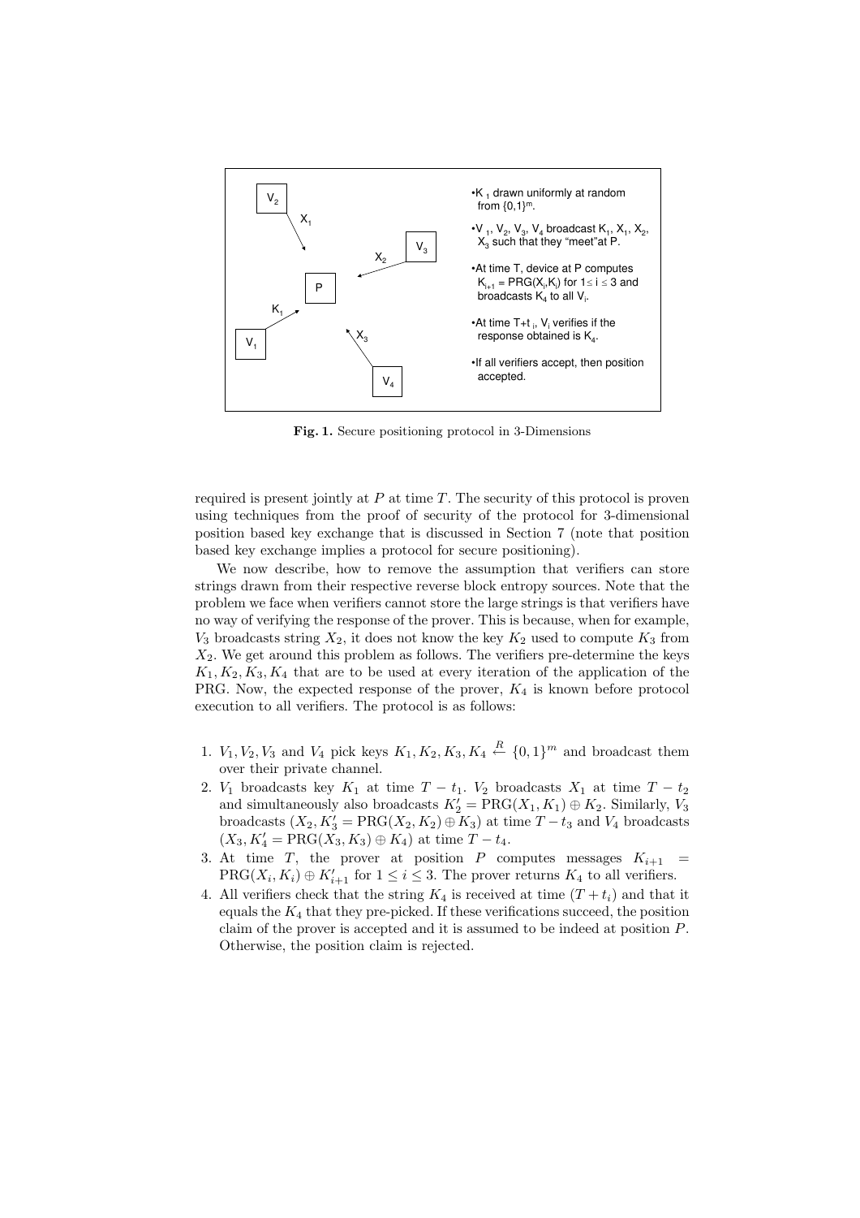•$K_1$ drawn uniformly at random from $\{0,1\}^m$.

•$V_1$, $V_2$, $V_3$, $V_4$ broadcast $K_1$, $X_1$, $X_2$, $X_3$ such that they "meet" at P.

•At time T, device at P computes $K_{i+1}$ = PRG($X_i$,$K_i$) for $1 \leq i \leq 3$ and broadcasts $K_4$ to all $V_i$.

•At time T+$t_i$, $V_i$ verifies if the response obtained is $K_4$.

•If all verifiers accept, then position accepted.

**Fig. 1.** Secure positioning protocol in 3-Dimensions

required is present jointly at $P$ at time $T$. The security of this protocol is proven using techniques from the proof of security of the protocol for 3-dimensional position based key exchange that is discussed in Section 7 (note that position based key exchange implies a protocol for secure positioning).

We now describe, how to remove the assumption that verifiers can store strings drawn from their respective reverse block entropy sources. Note that the problem we face when verifiers cannot store the large strings is that verifiers have no way of verifying the response of the prover. This is because, when for example, $V_3$ broadcasts string $X_2$, it does not know the key $K_2$ used to compute $K_3$ from $X_2$. We get around this problem as follows. The verifiers pre-determine the keys $K_1, K_2, K_3, K_4$ that are to be used at every iteration of the application of the PRG. Now, the expected response of the prover, $K_4$ is known before protocol execution to all verifiers. The protocol is as follows:

1. $V_1, V_2, V_3$ and $V_4$ pick keys $K_1, K_2, K_3, K_4 \xleftarrow{R} \{0,1\}^m$ and broadcast them over their private channel.
2. $V_1$ broadcasts key $K_1$ at time $T - t_1$. $V_2$ broadcasts $X_1$ at time $T - t_2$ and simultaneously also broadcasts $K'_2 = \text{PRG}(X_1, K_1) \oplus K_2$. Similarly, $V_3$ broadcasts $(X_2, K'_3 = \text{PRG}(X_2, K_2) \oplus K_3)$ at time $T - t_3$ and $V_4$ broadcasts $(X_3, K'_4 = \text{PRG}(X_3, K_3) \oplus K_4)$ at time $T - t_4$.
3. At time $T$, the prover at position $P$ computes messages $K_{i+1} = \text{PRG}(X_i, K_i) \oplus K'_{i+1}$ for $1 \leq i \leq 3$. The prover returns $K_4$ to all verifiers.
4. All verifiers check that the string $K_4$ is received at time $(T + t_i)$ and that it equals the $K_4$ that they pre-picked. If these verifications succeed, the position claim of the prover is accepted and it is assumed to be indeed at position $P$. Otherwise, the position claim is rejected.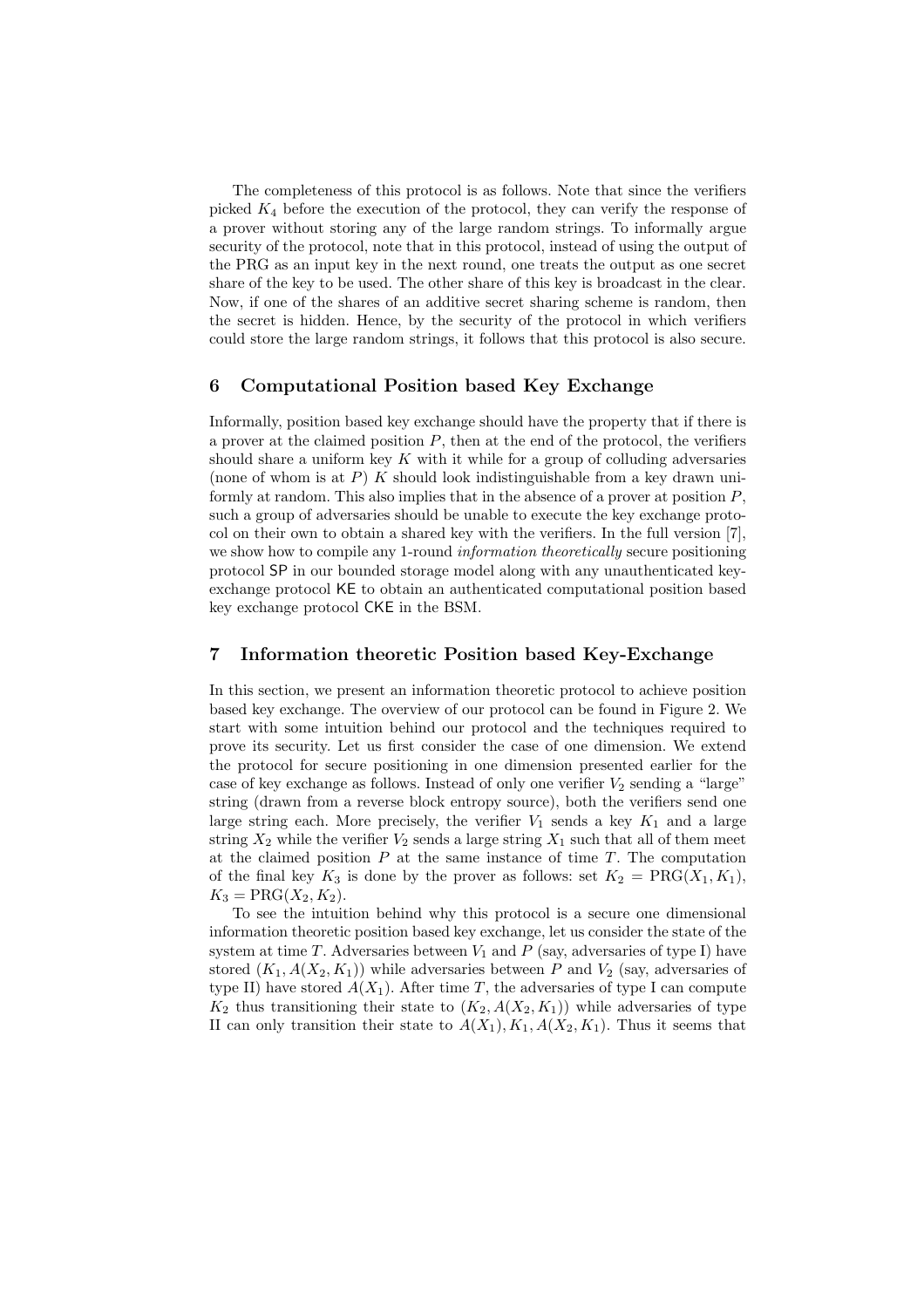The completeness of this protocol is as follows. Note that since the verifiers picked $K_4$ before the execution of the protocol, they can verify the response of a prover without storing any of the large random strings. To informally argue security of the protocol, note that in this protocol, instead of using the output of the PRG as an input key in the next round, one treats the output as one secret share of the key to be used. The other share of this key is broadcast in the clear. Now, if one of the shares of an additive secret sharing scheme is random, then the secret is hidden. Hence, by the security of the protocol in which verifiers could store the large random strings, it follows that this protocol is also secure.

## 6 Computational Position based Key Exchange

Informally, position based key exchange should have the property that if there is a prover at the claimed position $P$, then at the end of the protocol, the verifiers should share a uniform key $K$ with it while for a group of colluding adversaries (none of whom is at $P$) $K$ should look indistinguishable from a key drawn uniformly at random. This also implies that in the absence of a prover at position $P$, such a group of adversaries should be unable to execute the key exchange protocol on their own to obtain a shared key with the verifiers. In the full version [7], we show how to compile any 1-round *information theoretically* secure positioning protocol SP in our bounded storage model along with any unauthenticated key-exchange protocol KE to obtain an authenticated computational position based key exchange protocol CKE in the BSM.

## 7 Information theoretic Position based Key-Exchange

In this section, we present an information theoretic protocol to achieve position based key exchange. The overview of our protocol can be found in Figure 2. We start with some intuition behind our protocol and the techniques required to prove its security. Let us first consider the case of one dimension. We extend the protocol for secure positioning in one dimension presented earlier for the case of key exchange as follows. Instead of only one verifier $V_2$ sending a "large" string (drawn from a reverse block entropy source), both the verifiers send one large string each. More precisely, the verifier $V_1$ sends a key $K_1$ and a large string $X_2$ while the verifier $V_2$ sends a large string $X_1$ such that all of them meet at the claimed position $P$ at the same instance of time $T$. The computation of the final key $K_3$ is done by the prover as follows: set $K_2 = \text{PRG}(X_1, K_1)$, $K_3 = \text{PRG}(X_2, K_2)$.

To see the intuition behind why this protocol is a secure one dimensional information theoretic position based key exchange, let us consider the state of the system at time $T$. Adversaries between $V_1$ and $P$ (say, adversaries of type I) have stored $(K_1, A(X_2, K_1))$ while adversaries between $P$ and $V_2$ (say, adversaries of type II) have stored $A(X_1)$. After time $T$, the adversaries of type I can compute $K_2$ thus transitioning their state to $(K_2, A(X_2, K_1))$ while adversaries of type II can only transition their state to $A(X_1), K_1, A(X_2, K_1)$. Thus it seems that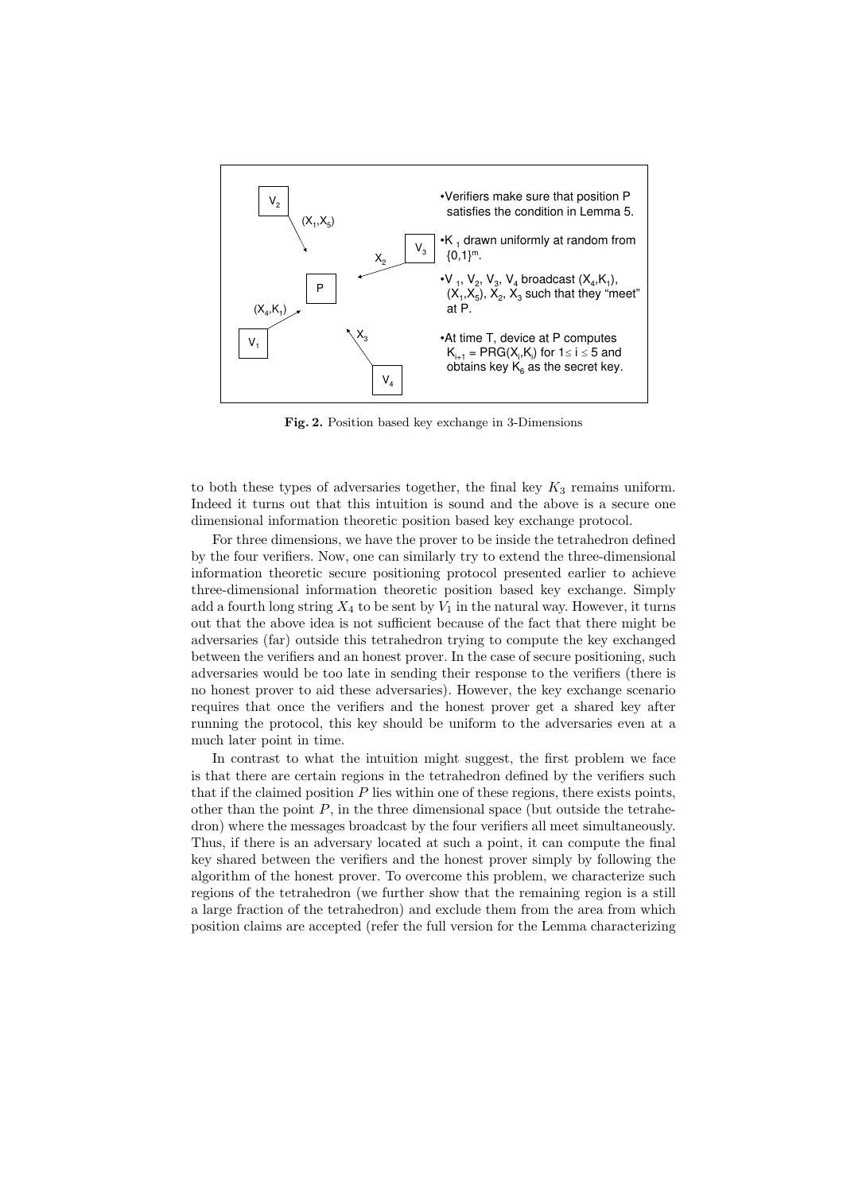- Verifiers make sure that position P satisfies the condition in Lemma 5.
- $K_1$ drawn uniformly at random from $\{0,1\}^m$.
- $V_1$, $V_2$, $V_3$, $V_4$ broadcast $(X_4,K_1)$, $(X_1,X_5)$, $X_2$, $X_3$ such that they "meet" at P.
- At time T, device at P computes $K_{i+1} = \text{PRG}(X_i,K_i)$ for $1 \leq i \leq 5$ and obtains key $K_6$ as the secret key.

**Fig. 2.** Position based key exchange in 3-Dimensions

to both these types of adversaries together, the final key $K_3$ remains uniform. Indeed it turns out that this intuition is sound and the above is a secure one dimensional information theoretic position based key exchange protocol.

For three dimensions, we have the prover to be inside the tetrahedron defined by the four verifiers. Now, one can similarly try to extend the three-dimensional information theoretic secure positioning protocol presented earlier to achieve three-dimensional information theoretic position based key exchange. Simply add a fourth long string $X_4$ to be sent by $V_1$ in the natural way. However, it turns out that the above idea is not sufficient because of the fact that there might be adversaries (far) outside this tetrahedron trying to compute the key exchanged between the verifiers and an honest prover. In the case of secure positioning, such adversaries would be too late in sending their response to the verifiers (there is no honest prover to aid these adversaries). However, the key exchange scenario requires that once the verifiers and the honest prover get a shared key after running the protocol, this key should be uniform to the adversaries even at a much later point in time.

In contrast to what the intuition might suggest, the first problem we face is that there are certain regions in the tetrahedron defined by the verifiers such that if the claimed position $P$ lies within one of these regions, there exists points, other than the point $P$, in the three dimensional space (but outside the tetrahedron) where the messages broadcast by the four verifiers all meet simultaneously. Thus, if there is an adversary located at such a point, it can compute the final key shared between the verifiers and the honest prover simply by following the algorithm of the honest prover. To overcome this problem, we characterize such regions of the tetrahedron (we further show that the remaining region is a still a large fraction of the tetrahedron) and exclude them from the area from which position claims are accepted (refer the full version for the Lemma characterizing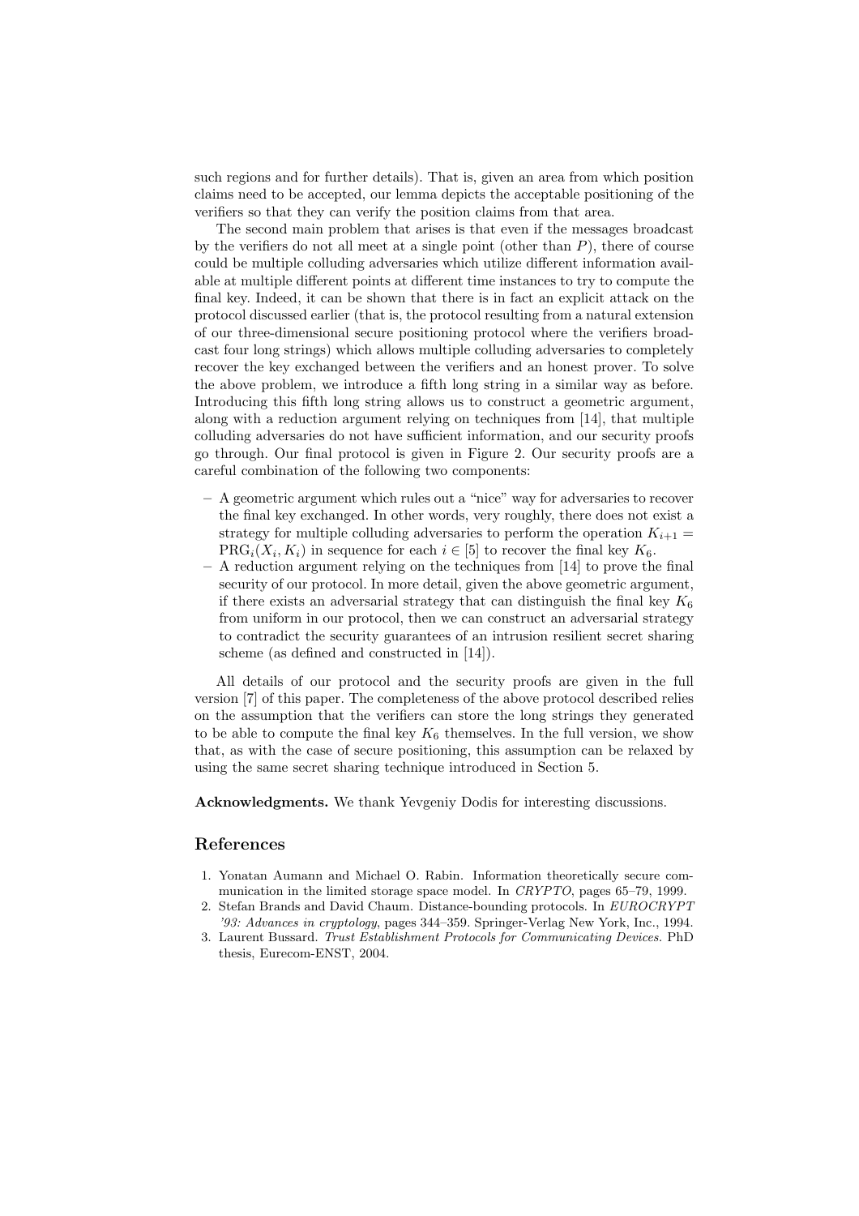such regions and for further details). That is, given an area from which position claims need to be accepted, our lemma depicts the acceptable positioning of the verifiers so that they can verify the position claims from that area.

The second main problem that arises is that even if the messages broadcast by the verifiers do not all meet at a single point (other than $P$), there of course could be multiple colluding adversaries which utilize different information available at multiple different points at different time instances to try to compute the final key. Indeed, it can be shown that there is in fact an explicit attack on the protocol discussed earlier (that is, the protocol resulting from a natural extension of our three-dimensional secure positioning protocol where the verifiers broadcast four long strings) which allows multiple colluding adversaries to completely recover the key exchanged between the verifiers and an honest prover. To solve the above problem, we introduce a fifth long string in a similar way as before. Introducing this fifth long string allows us to construct a geometric argument, along with a reduction argument relying on techniques from [14], that multiple colluding adversaries do not have sufficient information, and our security proofs go through. Our final protocol is given in Figure 2. Our security proofs are a careful combination of the following two components:

– A geometric argument which rules out a "nice" way for adversaries to recover the final key exchanged. In other words, very roughly, there does not exist a strategy for multiple colluding adversaries to perform the operation $K_{i+1} = \mathrm{PRG}_i(X_i, K_i)$ in sequence for each $i \in [5]$ to recover the final key $K_6$.
– A reduction argument relying on the techniques from [14] to prove the final security of our protocol. In more detail, given the above geometric argument, if there exists an adversarial strategy that can distinguish the final key $K_6$ from uniform in our protocol, then we can construct an adversarial strategy to contradict the security guarantees of an intrusion resilient secret sharing scheme (as defined and constructed in [14]).

All details of our protocol and the security proofs are given in the full version [7] of this paper. The completeness of the above protocol described relies on the assumption that the verifiers can store the long strings they generated to be able to compute the final key $K_6$ themselves. In the full version, we show that, as with the case of secure positioning, this assumption can be relaxed by using the same secret sharing technique introduced in Section 5.

**Acknowledgments.** We thank Yevgeniy Dodis for interesting discussions.

## References

1. Yonatan Aumann and Michael O. Rabin. Information theoretically secure communication in the limited storage space model. In *CRYPTO*, pages 65–79, 1999.
2. Stefan Brands and David Chaum. Distance-bounding protocols. In *EUROCRYPT '93: Advances in cryptology*, pages 344–359. Springer-Verlag New York, Inc., 1994.
3. Laurent Bussard. *Trust Establishment Protocols for Communicating Devices*. PhD thesis, Eurecom-ENST, 2004.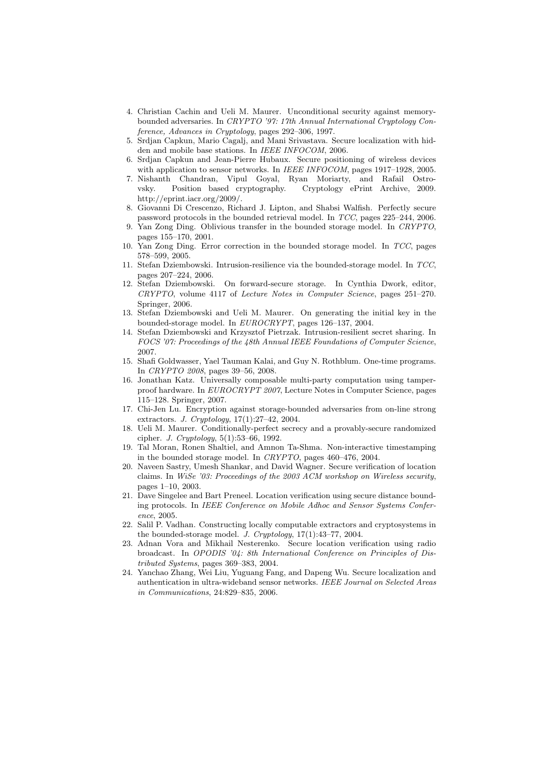4. Christian Cachin and Ueli M. Maurer. Unconditional security against memory-bounded adversaries. In *CRYPTO '97: 17th Annual International Cryptology Conference, Advances in Cryptology*, pages 292–306, 1997.
5. Srdjan Capkun, Mario Cagalj, and Mani Srivastava. Secure localization with hidden and mobile base stations. In *IEEE INFOCOM*, 2006.
6. Srdjan Capkun and Jean-Pierre Hubaux. Secure positioning of wireless devices with application to sensor networks. In *IEEE INFOCOM*, pages 1917–1928, 2005.
7. Nishanth Chandran, Vipul Goyal, Ryan Moriarty, and Rafail Ostrovsky. Position based cryptography. Cryptology ePrint Archive, 2009. http://eprint.iacr.org/2009/.
8. Giovanni Di Crescenzo, Richard J. Lipton, and Shabsi Walfish. Perfectly secure password protocols in the bounded retrieval model. In *TCC*, pages 225–244, 2006.
9. Yan Zong Ding. Oblivious transfer in the bounded storage model. In *CRYPTO*, pages 155–170, 2001.
10. Yan Zong Ding. Error correction in the bounded storage model. In *TCC*, pages 578–599, 2005.
11. Stefan Dziembowski. Intrusion-resilience via the bounded-storage model. In *TCC*, pages 207–224, 2006.
12. Stefan Dziembowski. On forward-secure storage. In Cynthia Dwork, editor, *CRYPTO*, volume 4117 of *Lecture Notes in Computer Science*, pages 251–270. Springer, 2006.
13. Stefan Dziembowski and Ueli M. Maurer. On generating the initial key in the bounded-storage model. In *EUROCRYPT*, pages 126–137, 2004.
14. Stefan Dziembowski and Krzysztof Pietrzak. Intrusion-resilient secret sharing. In *FOCS '07: Proceedings of the 48th Annual IEEE Foundations of Computer Science*, 2007.
15. Shafi Goldwasser, Yael Tauman Kalai, and Guy N. Rothblum. One-time programs. In *CRYPTO 2008*, pages 39–56, 2008.
16. Jonathan Katz. Universally composable multi-party computation using tamper-proof hardware. In *EUROCRYPT 2007*, Lecture Notes in Computer Science, pages 115–128. Springer, 2007.
17. Chi-Jen Lu. Encryption against storage-bounded adversaries from on-line strong extractors. *J. Cryptology*, 17(1):27–42, 2004.
18. Ueli M. Maurer. Conditionally-perfect secrecy and a provably-secure randomized cipher. *J. Cryptology*, 5(1):53–66, 1992.
19. Tal Moran, Ronen Shaltiel, and Amnon Ta-Shma. Non-interactive timestamping in the bounded storage model. In *CRYPTO*, pages 460–476, 2004.
20. Naveen Sastry, Umesh Shankar, and David Wagner. Secure verification of location claims. In *WiSe '03: Proceedings of the 2003 ACM workshop on Wireless security*, pages 1–10, 2003.
21. Dave Singelee and Bart Preneel. Location verification using secure distance bounding protocols. In *IEEE Conference on Mobile Adhoc and Sensor Systems Conference*, 2005.
22. Salil P. Vadhan. Constructing locally computable extractors and cryptosystems in the bounded-storage model. *J. Cryptology*, 17(1):43–77, 2004.
23. Adnan Vora and Mikhail Nesterenko. Secure location verification using radio broadcast. In *OPODIS '04: 8th International Conference on Principles of Distributed Systems*, pages 369–383, 2004.
24. Yanchao Zhang, Wei Liu, Yuguang Fang, and Dapeng Wu. Secure localization and authentication in ultra-wideband sensor networks. *IEEE Journal on Selected Areas in Communications*, 24:829–835, 2006.